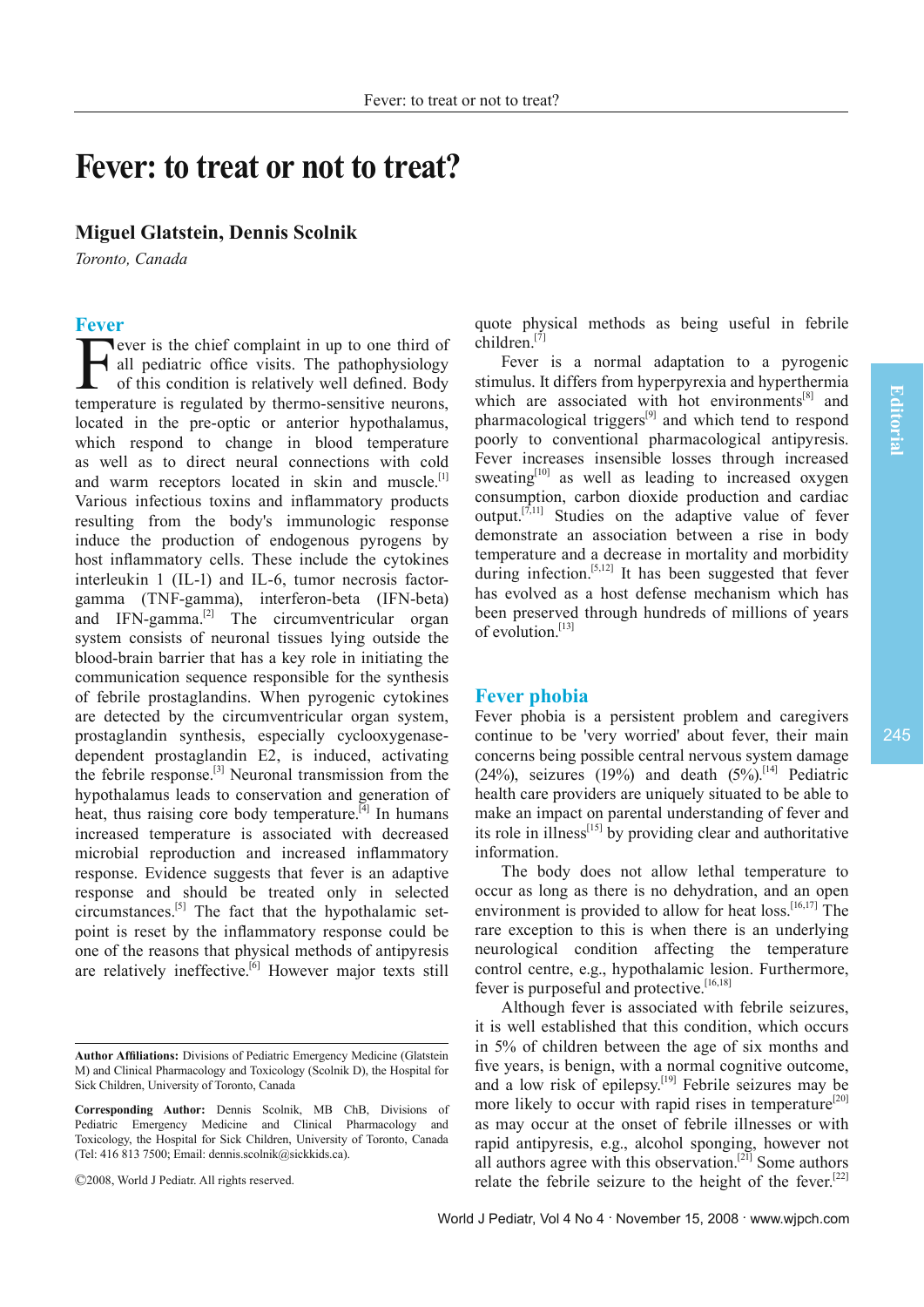# Fever: to treat or not to treat?

**Miguel Glatstein, Dennis Scolnik**

*Toronto, Canada*

## Fever

Fever is the chief complaint in up to one third of all pediatric office visits. The pathophysiology of this condition is relatively well defined. Body temperature is regulated by thermo-sensitive neurons, located in the pre-optic or anterior hypothalamus, which respond to change in blood temperature as well as to direct neural connections with cold and warm receptors located in skin and muscle.[1] Various infectious toxins and inflammatory products resulting from the body's immunologic response induce the production of endogenous pyrogens by host inflammatory cells. These include the cytokines interleukin 1 (IL-1) and IL-6, tumor necrosis factor-gamma (TNF-gamma), interferon-beta (IFN-beta) and IFN-gamma.[2] The circumventricular organ system consists of neuronal tissues lying outside the blood-brain barrier that has a key role in initiating the communication sequence responsible for the synthesis of febrile prostaglandins. When pyrogenic cytokines are detected by the circumventricular organ system, prostaglandin synthesis, especially cyclooxygenase-dependent prostaglandin E2, is induced, activating the febrile response.[3] Neuronal transmission from the hypothalamus leads to conservation and generation of heat, thus raising core body temperature.[4] In humans increased temperature is associated with decreased microbial reproduction and increased inflammatory response. Evidence suggests that fever is an adaptive response and should be treated only in selected circumstances.[5] The fact that the hypothalamic set-point is reset by the inflammatory response could be one of the reasons that physical methods of antipyresis are relatively ineffective.[6] However major texts still quote physical methods as being useful in febrile children.[7]

Fever is a normal adaptation to a pyrogenic stimulus. It differs from hyperpyrexia and hyperthermia which are associated with hot environments[8] and pharmacological triggers[9] and which tend to respond poorly to conventional pharmacological antipyresis. Fever increases insensible losses through increased sweating[10] as well as leading to increased oxygen consumption, carbon dioxide production and cardiac output.[7,11] Studies on the adaptive value of fever demonstrate an association between a rise in body temperature and a decrease in mortality and morbidity during infection.[5,12] It has been suggested that fever has evolved as a host defense mechanism which has been preserved through hundreds of millions of years of evolution.[13]

## Fever phobia

Fever phobia is a persistent problem and caregivers continue to be 'very worried' about fever, their main concerns being possible central nervous system damage (24%), seizures (19%) and death (5%).[14] Pediatric health care providers are uniquely situated to be able to make an impact on parental understanding of fever and its role in illness[15] by providing clear and authoritative information.

The body does not allow lethal temperature to occur as long as there is no dehydration, and an open environment is provided to allow for heat loss.[16,17] The rare exception to this is when there is an underlying neurological condition affecting the temperature control centre, e.g., hypothalamic lesion. Furthermore, fever is purposeful and protective.[16,18]

Although fever is associated with febrile seizures, it is well established that this condition, which occurs in 5% of children between the age of six months and five years, is benign, with a normal cognitive outcome, and a low risk of epilepsy.[19] Febrile seizures may be more likely to occur with rapid rises in temperature[20] as may occur at the onset of febrile illnesses or with rapid antipyresis, e.g., alcohol sponging, however not all authors agree with this observation.[21] Some authors relate the febrile seizure to the height of the fever.[22]

---

**Author Affiliations:** Divisions of Pediatric Emergency Medicine (Glatstein M) and Clinical Pharmacology and Toxicology (Scolnik D), the Hospital for Sick Children, University of Toronto, Canada

**Corresponding Author:** Dennis Scolnik, MB ChB, Divisions of Pediatric Emergency Medicine and Clinical Pharmacology and Toxicology, the Hospital for Sick Children, University of Toronto, Canada (Tel: 416 813 7500; Email: dennis.scolnik@sickkids.ca).

©2008, World J Pediatr. All rights reserved.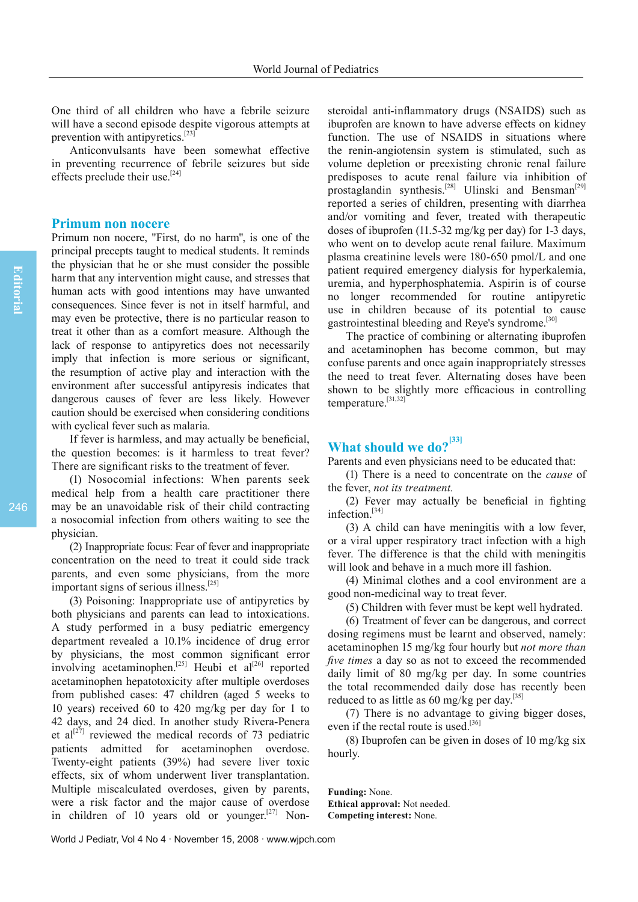One third of all children who have a febrile seizure will have a second episode despite vigorous attempts at prevention with antipyretics.[23]

Anticonvulsants have been somewhat effective in preventing recurrence of febrile seizures but side effects preclude their use.[24]

## Primum non nocere

Primum non nocere, "First, do no harm", is one of the principal precepts taught to medical students. It reminds the physician that he or she must consider the possible harm that any intervention might cause, and stresses that human acts with good intentions may have unwanted consequences. Since fever is not in itself harmful, and may even be protective, there is no particular reason to treat it other than as a comfort measure. Although the lack of response to antipyretics does not necessarily imply that infection is more serious or significant, the resumption of active play and interaction with the environment after successful antipyresis indicates that dangerous causes of fever are less likely. However caution should be exercised when considering conditions with cyclical fever such as malaria.

If fever is harmless, and may actually be beneficial, the question becomes: is it harmless to treat fever? There are significant risks to the treatment of fever.

(1) Nosocomial infections: When parents seek medical help from a health care practitioner there may be an unavoidable risk of their child contracting a nosocomial infection from others waiting to see the physician.

(2) Inappropriate focus: Fear of fever and inappropriate concentration on the need to treat it could side track parents, and even some physicians, from the more important signs of serious illness.[25]

(3) Poisoning: Inappropriate use of antipyretics by both physicians and parents can lead to intoxications. A study performed in a busy pediatric emergency department revealed a 10.1% incidence of drug error by physicians, the most common significant error involving acetaminophen.[25] Heubi et al[26] reported acetaminophen hepatotoxicity after multiple overdoses from published cases: 47 children (aged 5 weeks to 10 years) received 60 to 420 mg/kg per day for 1 to 42 days, and 24 died. In another study Rivera-Penera et al[27] reviewed the medical records of 73 pediatric patients admitted for acetaminophen overdose. Twenty-eight patients (39%) had severe liver toxic effects, six of whom underwent liver transplantation. Multiple miscalculated overdoses, given by parents, were a risk factor and the major cause of overdose in children of 10 years old or younger.[27] Non-steroidal anti-inflammatory drugs (NSAIDS) such as ibuprofen are known to have adverse effects on kidney function. The use of NSAIDS in situations where the renin-angiotensin system is stimulated, such as volume depletion or preexisting chronic renal failure predisposes to acute renal failure via inhibition of prostaglandin synthesis.[28] Ulinski and Bensman[29] reported a series of children, presenting with diarrhea and/or vomiting and fever, treated with therapeutic doses of ibuprofen (11.5-32 mg/kg per day) for 1-3 days, who went on to develop acute renal failure. Maximum plasma creatinine levels were 180-650 pmol/L and one patient required emergency dialysis for hyperkalemia, uremia, and hyperphosphatemia. Aspirin is of course no longer recommended for routine antipyretic use in children because of its potential to cause gastrointestinal bleeding and Reye's syndrome.[30]

The practice of combining or alternating ibuprofen and acetaminophen has become common, but may confuse parents and once again inappropriately stresses the need to treat fever. Alternating doses have been shown to be slightly more efficacious in controlling temperature.[31,32]

## What should we do?[33]

Parents and even physicians need to be educated that:

(1) There is a need to concentrate on the *cause* of the fever, *not its treatment.*

(2) Fever may actually be beneficial in fighting infection.[34]

(3) A child can have meningitis with a low fever, or a viral upper respiratory tract infection with a high fever. The difference is that the child with meningitis will look and behave in a much more ill fashion.

(4) Minimal clothes and a cool environment are a good non-medicinal way to treat fever.

(5) Children with fever must be kept well hydrated.

(6) Treatment of fever can be dangerous, and correct dosing regimens must be learnt and observed, namely: acetaminophen 15 mg/kg four hourly but *not more than five times* a day so as not to exceed the recommended daily limit of 80 mg/kg per day. In some countries the total recommended daily dose has recently been reduced to as little as 60 mg/kg per day.[35]

(7) There is no advantage to giving bigger doses, even if the rectal route is used.[36]

(8) Ibuprofen can be given in doses of 10 mg/kg six hourly.

**Funding:** None.
**Ethical approval:** Not needed.
**Competing interest:** None.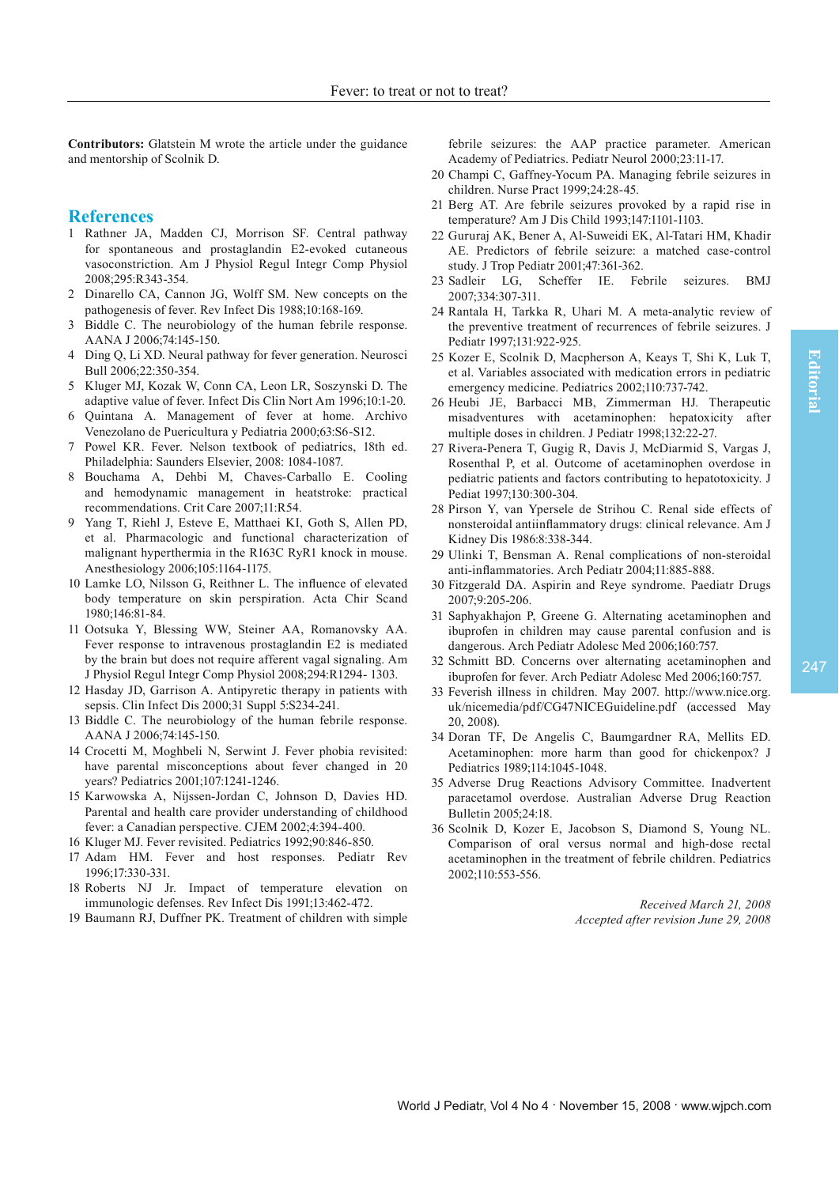**Contributors:** Glatstein M wrote the article under the guidance and mentorship of Scolnik D.

## References

1. Rathner JA, Madden CJ, Morrison SF. Central pathway for spontaneous and prostaglandin E2-evoked cutaneous vasoconstriction. Am J Physiol Regul Integr Comp Physiol 2008;295:R343-354.
2. Dinarello CA, Cannon JG, Wolff SM. New concepts on the pathogenesis of fever. Rev Infect Dis 1988;10:168-169.
3. Biddle C. The neurobiology of the human febrile response. AANA J 2006;74:145-150.
4. Ding Q, Li XD. Neural pathway for fever generation. Neurosci Bull 2006;22:350-354.
5. Kluger MJ, Kozak W, Conn CA, Leon LR, Soszynski D. The adaptive value of fever. Infect Dis Clin Nort Am 1996;10:1-20.
6. Quintana A. Management of fever at home. Archivo Venezolano de Puericultura y Pediatria 2000;63:S6-S12.
7. Powel KR. Fever. Nelson textbook of pediatrics, 18th ed. Philadelphia: Saunders Elsevier, 2008: 1084-1087.
8. Bouchama A, Dehbi M, Chaves-Carballo E. Cooling and hemodynamic management in heatstroke: practical recommendations. Crit Care 2007;11:R54.
9. Yang T, Riehl J, Esteve E, Matthaei KI, Goth S, Allen PD, et al. Pharmacologic and functional characterization of malignant hyperthermia in the R163C RyR1 knock in mouse. Anesthesiology 2006;105:1164-1175.
10. Lamke LO, Nilsson G, Reithner L. The influence of elevated body temperature on skin perspiration. Acta Chir Scand 1980;146:81-84.
11. Ootsuka Y, Blessing WW, Steiner AA, Romanovsky AA. Fever response to intravenous prostaglandin E2 is mediated by the brain but does not require afferent vagal signaling. Am J Physiol Regul Integr Comp Physiol 2008;294:R1294- 1303.
12. Hasday JD, Garrison A. Antipyretic therapy in patients with sepsis. Clin Infect Dis 2000;31 Suppl 5:S234-241.
13. Biddle C. The neurobiology of the human febrile response. AANA J 2006;74:145-150.
14. Crocetti M, Moghbeli N, Serwint J. Fever phobia revisited: have parental misconceptions about fever changed in 20 years? Pediatrics 2001;107:1241-1246.
15. Karwowska A, Nijssen-Jordan C, Johnson D, Davies HD. Parental and health care provider understanding of childhood fever: a Canadian perspective. CJEM 2002;4:394-400.
16. Kluger MJ. Fever revisited. Pediatrics 1992;90:846-850.
17. Adam HM. Fever and host responses. Pediatr Rev 1996;17:330-331.
18. Roberts NJ Jr. Impact of temperature elevation on immunologic defenses. Rev Infect Dis 1991;13:462-472.
19. Baumann RJ, Duffner PK. Treatment of children with simple febrile seizures: the AAP practice parameter. American Academy of Pediatrics. Pediatr Neurol 2000;23:11-17.
20. Champi C, Gaffney-Yocum PA. Managing febrile seizures in children. Nurse Pract 1999;24:28-45.
21. Berg AT. Are febrile seizures provoked by a rapid rise in temperature? Am J Dis Child 1993;147:1101-1103.
22. Gururaj AK, Bener A, Al-Suweidi EK, Al-Tatari HM, Khadir AE. Predictors of febrile seizure: a matched case-control study. J Trop Pediatr 2001;47:361-362.
23. Sadleir LG, Scheffer IE. Febrile seizures. BMJ 2007;334:307-311.
24. Rantala H, Tarkka R, Uhari M. A meta-analytic review of the preventive treatment of recurrences of febrile seizures. J Pediatr 1997;131:922-925.
25. Kozer E, Scolnik D, Macpherson A, Keays T, Shi K, Luk T, et al. Variables associated with medication errors in pediatric emergency medicine. Pediatrics 2002;110:737-742.
26. Heubi JE, Barbacci MB, Zimmerman HJ. Therapeutic misadventures with acetaminophen: hepatoxicity after multiple doses in children. J Pediatr 1998;132:22-27.
27. Rivera-Penera T, Gugig R, Davis J, McDiarmid S, Vargas J, Rosenthal P, et al. Outcome of acetaminophen overdose in pediatric patients and factors contributing to hepatotoxicity. J Pediat 1997;130:300-304.
28. Pirson Y, van Ypersele de Strihou C. Renal side effects of nonsteroidal antiinflammatory drugs: clinical relevance. Am J Kidney Dis 1986;8:338-344.
29. Ulinki T, Bensman A. Renal complications of non-steroidal anti-inflammatories. Arch Pediatr 2004;11:885-888.
30. Fitzgerald DA. Aspirin and Reye syndrome. Paediatr Drugs 2007;9:205-206.
31. Saphyakhajon P, Greene G. Alternating acetaminophen and ibuprofen in children may cause parental confusion and is dangerous. Arch Pediatr Adolesc Med 2006;160:757.
32. Schmitt BD. Concerns over alternating acetaminophen and ibuprofen for fever. Arch Pediatr Adolesc Med 2006;160:757.
33. Feverish illness in children. May 2007. http://www.nice.org.uk/nicemedia/pdf/CG47NICEGuideline.pdf (accessed May 20, 2008).
34. Doran TF, De Angelis C, Baumgardner RA, Mellits ED. Acetaminophen: more harm than good for chickenpox? J Pediatrics 1989;114:1045-1048.
35. Adverse Drug Reactions Advisory Committee. Inadvertent paracetamol overdose. Australian Adverse Drug Reaction Bulletin 2005;24:18.
36. Scolnik D, Kozer E, Jacobson S, Diamond S, Young NL. Comparison of oral versus normal and high-dose rectal acetaminophen in the treatment of febrile children. Pediatrics 2002;110:553-556.

*Received March 21, 2008*
*Accepted after revision June 29, 2008*